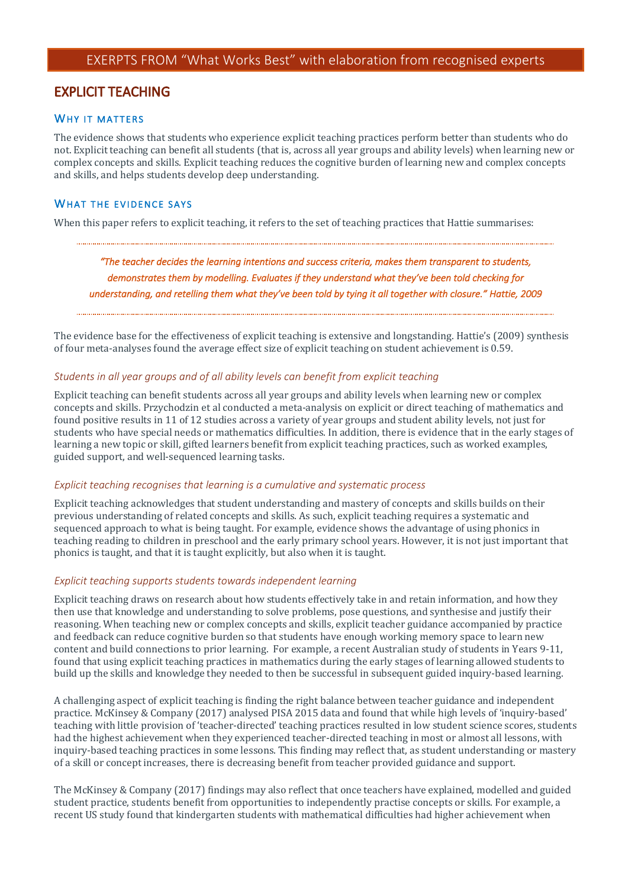# EXERPTS FROM "What Works Best" with elaboration from recognised experts

## EXPLICIT TEACHING

### Why it matters

The evidence shows that students who experience explicit teaching practices perform better than students who do not. Explicit teaching can benefit all students (that is, across all year groups and ability levels) when learning new or complex concepts and skills. Explicit teaching reduces the cognitive burden of learning new and complex concepts and skills, and helps students develop deep understanding.

### What the evidence says

When this paper refers to explicit teaching, it refers to the set of teaching practices that Hattie summarises:

> *"The teacher decides the learning intentions and success criteria, makes them transparent to students, demonstrates them by modelling. Evaluates if they understand what they've been told checking for understanding, and retelling them what they've been told by tying it all together with closure." Hattie, 2009*

The evidence base for the effectiveness of explicit teaching is extensive and longstanding. Hattie's (2009) synthesis of four meta-analyses found the average effect size of explicit teaching on student achievement is 0.59.

#### *Students in all year groups and of all ability levels can benefit from explicit teaching*

Explicit teaching can benefit students across all year groups and ability levels when learning new or complex concepts and skills. Przychodzin et al conducted a meta-analysis on explicit or direct teaching of mathematics and found positive results in 11 of 12 studies across a variety of year groups and student ability levels, not just for students who have special needs or mathematics difficulties. In addition, there is evidence that in the early stages of learning a new topic or skill, gifted learners benefit from explicit teaching practices, such as worked examples, guided support, and well-sequenced learning tasks.

#### *Explicit teaching recognises that learning is a cumulative and systematic process*

Explicit teaching acknowledges that student understanding and mastery of concepts and skills builds on their previous understanding of related concepts and skills. As such, explicit teaching requires a systematic and sequenced approach to what is being taught. For example, evidence shows the advantage of using phonics in teaching reading to children in preschool and the early primary school years. However, it is not just important that phonics is taught, and that it is taught explicitly, but also when it is taught.

#### *Explicit teaching supports students towards independent learning*

Explicit teaching draws on research about how students effectively take in and retain information, and how they then use that knowledge and understanding to solve problems, pose questions, and synthesise and justify their reasoning. When teaching new or complex concepts and skills, explicit teacher guidance accompanied by practice and feedback can reduce cognitive burden so that students have enough working memory space to learn new content and build connections to prior learning. For example, a recent Australian study of students in Years 9-11, found that using explicit teaching practices in mathematics during the early stages of learning allowed students to build up the skills and knowledge they needed to then be successful in subsequent guided inquiry-based learning.

A challenging aspect of explicit teaching is finding the right balance between teacher guidance and independent practice. McKinsey & Company (2017) analysed PISA 2015 data and found that while high levels of 'inquiry-based' teaching with little provision of 'teacher-directed' teaching practices resulted in low student science scores, students had the highest achievement when they experienced teacher-directed teaching in most or almost all lessons, with inquiry-based teaching practices in some lessons. This finding may reflect that, as student understanding or mastery of a skill or concept increases, there is decreasing benefit from teacher provided guidance and support.

The McKinsey & Company (2017) findings may also reflect that once teachers have explained, modelled and guided student practice, students benefit from opportunities to independently practise concepts or skills. For example, a recent US study found that kindergarten students with mathematical difficulties had higher achievement when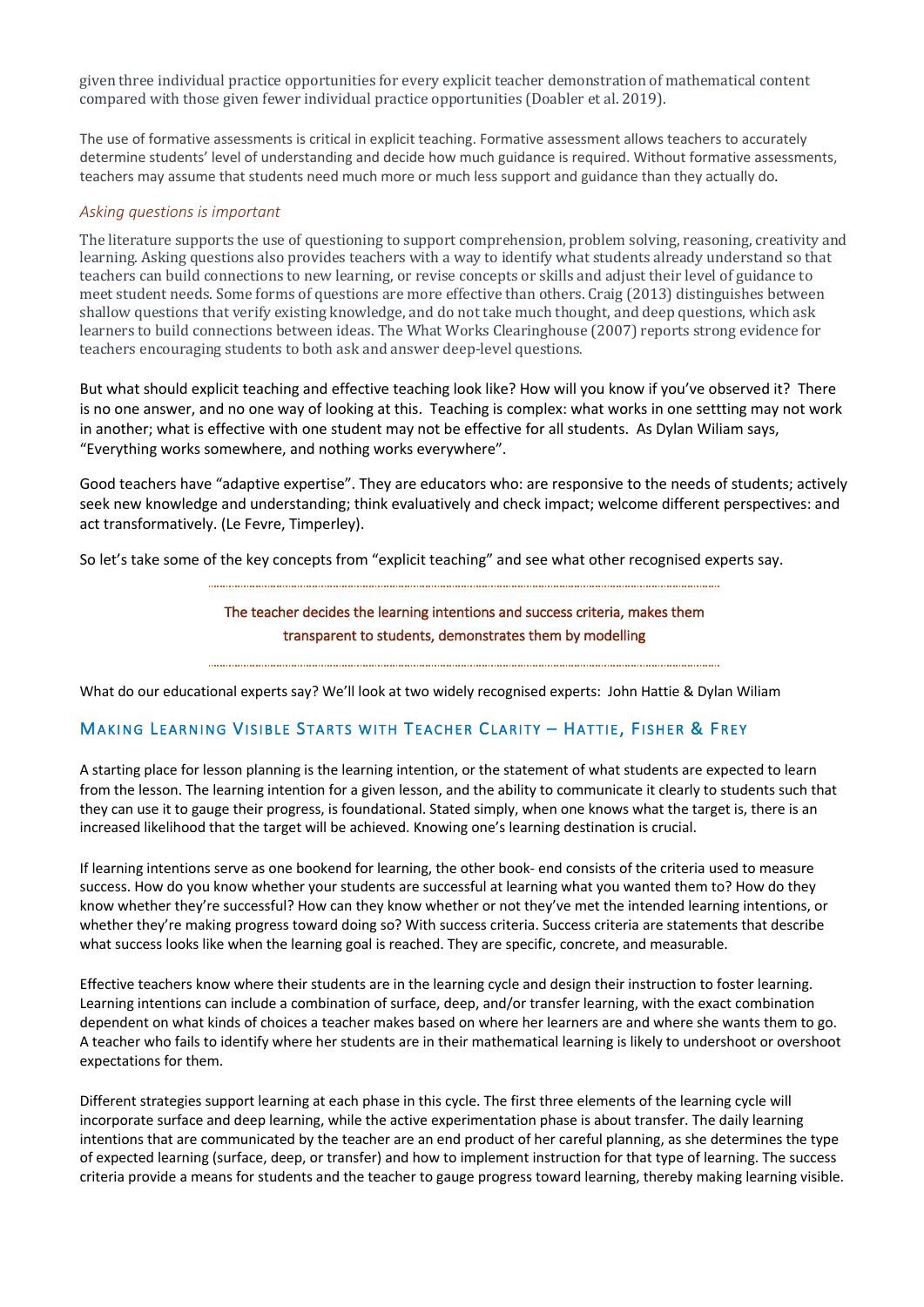given three individual practice opportunities for every explicit teacher demonstration of mathematical content compared with those given fewer individual practice opportunities (Doabler et al. 2019).

The use of formative assessments is critical in explicit teaching. Formative assessment allows teachers to accurately determine students' level of understanding and decide how much guidance is required. Without formative assessments, teachers may assume that students need much more or much less support and guidance than they actually do.

### *Asking questions is important*

The literature supports the use of questioning to support comprehension, problem solving, reasoning, creativity and learning. Asking questions also provides teachers with a way to identify what students already understand so that teachers can build connections to new learning, or revise concepts or skills and adjust their level of guidance to meet student needs. Some forms of questions are more effective than others. Craig (2013) distinguishes between shallow questions that verify existing knowledge, and do not take much thought, and deep questions, which ask learners to build connections between ideas. The What Works Clearinghouse (2007) reports strong evidence for teachers encouraging students to both ask and answer deep-level questions.

But what should explicit teaching and effective teaching look like? How will you know if you've observed it? There is no one answer, and no one way of looking at this. Teaching is complex: what works in one settting may not work in another; what is effective with one student may not be effective for all students. As Dylan Wiliam says, "Everything works somewhere, and nothing works everywhere".

Good teachers have "adaptive expertise". They are educators who: are responsive to the needs of students; actively seek new knowledge and understanding; think evaluatively and check impact; welcome different perspectives: and act transformatively. (Le Fevre, Timperley).

So let's take some of the key concepts from "explicit teaching" and see what other recognised experts say.

> The teacher decides the learning intentions and success criteria, makes them transparent to students, demonstrates them by modelling

What do our educational experts say? We'll look at two widely recognised experts: John Hattie & Dylan Wiliam

## Making Learning Visible Starts with Teacher Clarity – Hattie, Fisher & Frey

A starting place for lesson planning is the learning intention, or the statement of what students are expected to learn from the lesson. The learning intention for a given lesson, and the ability to communicate it clearly to students such that they can use it to gauge their progress, is foundational. Stated simply, when one knows what the target is, there is an increased likelihood that the target will be achieved. Knowing one's learning destination is crucial.

If learning intentions serve as one bookend for learning, the other book- end consists of the criteria used to measure success. How do you know whether your students are successful at learning what you wanted them to? How do they know whether they're successful? How can they know whether or not they've met the intended learning intentions, or whether they're making progress toward doing so? With success criteria. Success criteria are statements that describe what success looks like when the learning goal is reached. They are specific, concrete, and measurable.

Effective teachers know where their students are in the learning cycle and design their instruction to foster learning. Learning intentions can include a combination of surface, deep, and/or transfer learning, with the exact combination dependent on what kinds of choices a teacher makes based on where her learners are and where she wants them to go. A teacher who fails to identify where her students are in their mathematical learning is likely to undershoot or overshoot expectations for them.

Different strategies support learning at each phase in this cycle. The first three elements of the learning cycle will incorporate surface and deep learning, while the active experimentation phase is about transfer. The daily learning intentions that are communicated by the teacher are an end product of her careful planning, as she determines the type of expected learning (surface, deep, or transfer) and how to implement instruction for that type of learning. The success criteria provide a means for students and the teacher to gauge progress toward learning, thereby making learning visible.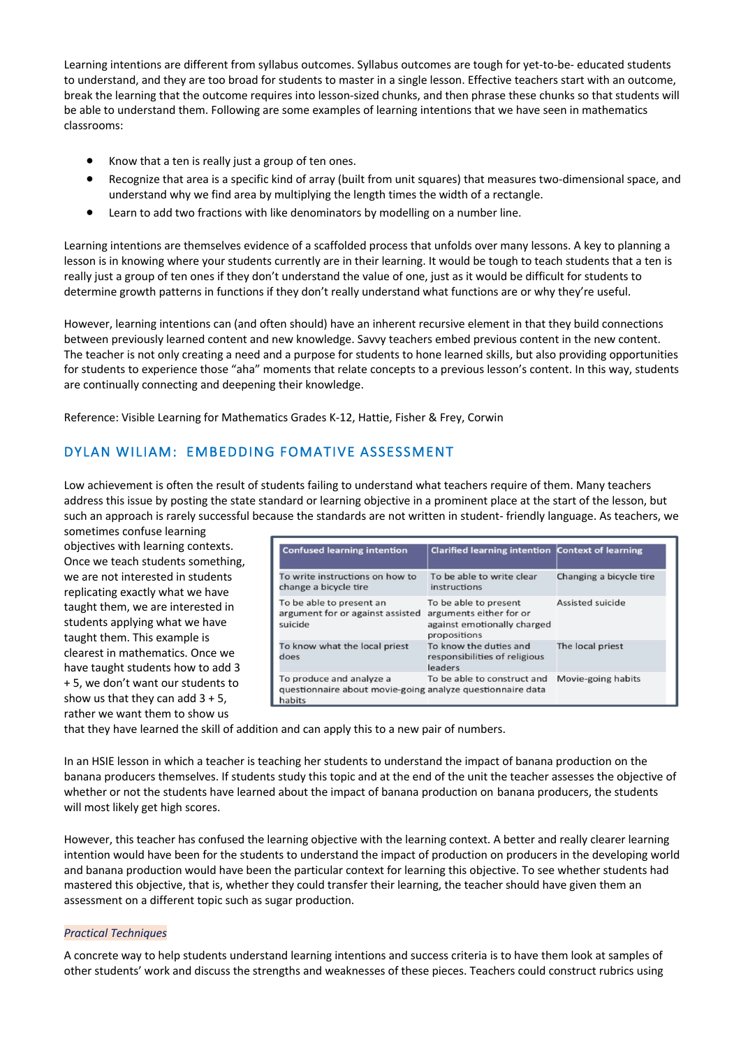Learning intentions are different from syllabus outcomes. Syllabus outcomes are tough for yet-to-be- educated students to understand, and they are too broad for students to master in a single lesson. Effective teachers start with an outcome, break the learning that the outcome requires into lesson-sized chunks, and then phrase these chunks so that students will be able to understand them. Following are some examples of learning intentions that we have seen in mathematics classrooms:

- Know that a ten is really just a group of ten ones.
- Recognize that area is a specific kind of array (built from unit squares) that measures two-dimensional space, and understand why we find area by multiplying the length times the width of a rectangle.
- Learn to add two fractions with like denominators by modelling on a number line.

Learning intentions are themselves evidence of a scaffolded process that unfolds over many lessons. A key to planning a lesson is in knowing where your students currently are in their learning. It would be tough to teach students that a ten is really just a group of ten ones if they don't understand the value of one, just as it would be difficult for students to determine growth patterns in functions if they don't really understand what functions are or why they're useful.

However, learning intentions can (and often should) have an inherent recursive element in that they build connections between previously learned content and new knowledge. Savvy teachers embed previous content in the new content. The teacher is not only creating a need and a purpose for students to hone learned skills, but also providing opportunities for students to experience those "aha" moments that relate concepts to a previous lesson's content. In this way, students are continually connecting and deepening their knowledge.

Reference: Visible Learning for Mathematics Grades K-12, Hattie, Fisher & Frey, Corwin

## DYLAN WILIAM: EMBEDDING FOMATIVE ASSESSMENT

Low achievement is often the result of students failing to understand what teachers require of them. Many teachers address this issue by posting the state standard or learning objective in a prominent place at the start of the lesson, but such an approach is rarely successful because the standards are not written in student- friendly language. As teachers, we sometimes confuse learning objectives with learning contexts. Once we teach students something, we are not interested in students replicating exactly what we have taught them, we are interested in students applying what we have taught them. This example is clearest in mathematics. Once we have taught students how to add 3 + 5, we don't want our students to show us that they can add 3 + 5, rather we want them to show us that they have learned the skill of addition and can apply this to a new pair of numbers.

| Confused learning intention | Clarified learning intention | Context of learning |
|---|---|---|
| To write instructions on how to change a bicycle tire | To be able to write clear instructions | Changing a bicycle tire |
| To be able to present an argument for or against assisted suicide | To be able to present arguments either for or against emotionally charged propositions | Assisted suicide |
| To know what the local priest does | To know the duties and responsibilities of religious leaders | The local priest |
| To produce and analyze a questionnaire about movie-going habits | To be able to construct and analyze questionnaire data | Movie-going habits |

In an HSIE lesson in which a teacher is teaching her students to understand the impact of banana production on the banana producers themselves. If students study this topic and at the end of the unit the teacher assesses the objective of whether or not the students have learned about the impact of banana production on banana producers, the students will most likely get high scores.

However, this teacher has confused the learning objective with the learning context. A better and really clearer learning intention would have been for the students to understand the impact of production on producers in the developing world and banana production would have been the particular context for learning this objective. To see whether students had mastered this objective, that is, whether they could transfer their learning, the teacher should have given them an assessment on a different topic such as sugar production.

*Practical Techniques*

A concrete way to help students understand learning intentions and success criteria is to have them look at samples of other students' work and discuss the strengths and weaknesses of these pieces. Teachers could construct rubrics using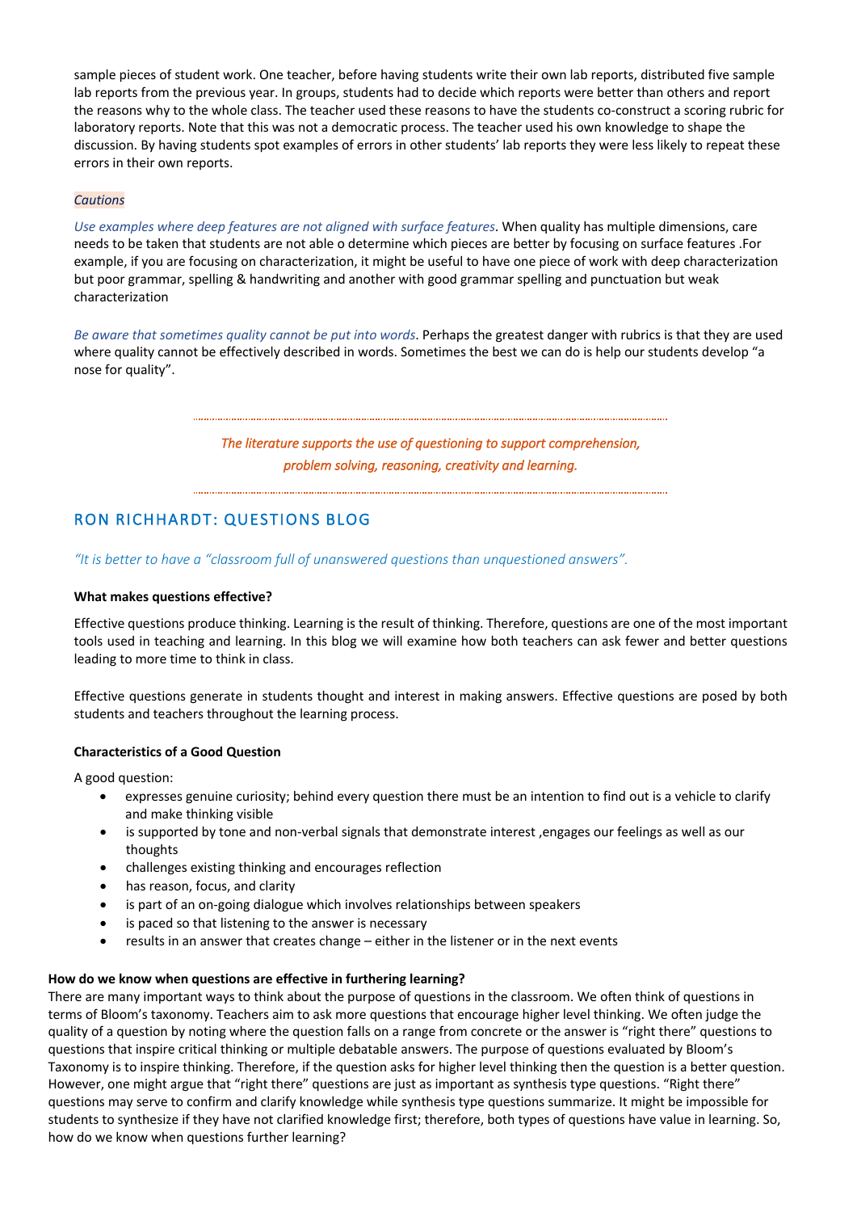sample pieces of student work. One teacher, before having students write their own lab reports, distributed five sample lab reports from the previous year. In groups, students had to decide which reports were better than others and report the reasons why to the whole class. The teacher used these reasons to have the students co-construct a scoring rubric for laboratory reports. Note that this was not a democratic process. The teacher used his own knowledge to shape the discussion. By having students spot examples of errors in other students' lab reports they were less likely to repeat these errors in their own reports.

*Cautions*

*Use examples where deep features are not aligned with surface features*. When quality has multiple dimensions, care needs to be taken that students are not able o determine which pieces are better by focusing on surface features .For example, if you are focusing on characterization, it might be useful to have one piece of work with deep characterization but poor grammar, spelling & handwriting and another with good grammar spelling and punctuation but weak characterization

*Be aware that sometimes quality cannot be put into words*. Perhaps the greatest danger with rubrics is that they are used where quality cannot be effectively described in words. Sometimes the best we can do is help our students develop "a nose for quality".

---

*The literature supports the use of questioning to support comprehension, problem solving, reasoning, creativity and learning.*

---

## RON RICHHARDT: QUESTIONS BLOG

*"It is better to have a "classroom full of unanswered questions than unquestioned answers".*

**What makes questions effective?**

Effective questions produce thinking. Learning is the result of thinking. Therefore, questions are one of the most important tools used in teaching and learning. In this blog we will examine how both teachers can ask fewer and better questions leading to more time to think in class.

Effective questions generate in students thought and interest in making answers. Effective questions are posed by both students and teachers throughout the learning process.

**Characteristics of a Good Question**

A good question:

- expresses genuine curiosity; behind every question there must be an intention to find out is a vehicle to clarify and make thinking visible
- is supported by tone and non-verbal signals that demonstrate interest ,engages our feelings as well as our thoughts
- challenges existing thinking and encourages reflection
- has reason, focus, and clarity
- is part of an on-going dialogue which involves relationships between speakers
- is paced so that listening to the answer is necessary
- results in an answer that creates change – either in the listener or in the next events

**How do we know when questions are effective in furthering learning?**

There are many important ways to think about the purpose of questions in the classroom. We often think of questions in terms of Bloom's taxonomy. Teachers aim to ask more questions that encourage higher level thinking. We often judge the quality of a question by noting where the question falls on a range from concrete or the answer is "right there" questions to questions that inspire critical thinking or multiple debatable answers. The purpose of questions evaluated by Bloom's Taxonomy is to inspire thinking. Therefore, if the question asks for higher level thinking then the question is a better question. However, one might argue that "right there" questions are just as important as synthesis type questions. "Right there" questions may serve to confirm and clarify knowledge while synthesis type questions summarize. It might be impossible for students to synthesize if they have not clarified knowledge first; therefore, both types of questions have value in learning. So, how do we know when questions further learning?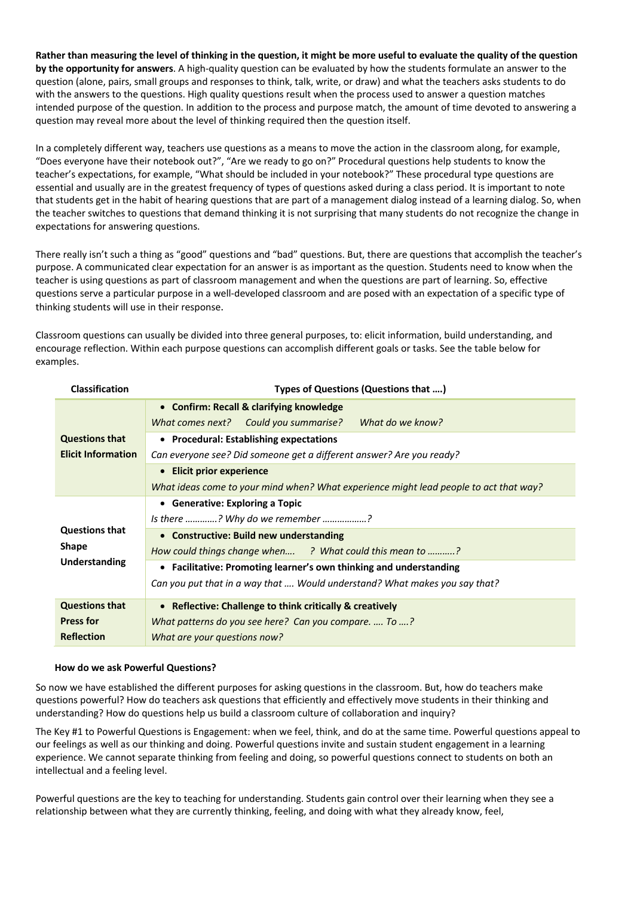**Rather than measuring the level of thinking in the question, it might be more useful to evaluate the quality of the question by the opportunity for answers**. A high-quality question can be evaluated by how the students formulate an answer to the question (alone, pairs, small groups and responses to think, talk, write, or draw) and what the teachers asks students to do with the answers to the questions. High quality questions result when the process used to answer a question matches intended purpose of the question. In addition to the process and purpose match, the amount of time devoted to answering a question may reveal more about the level of thinking required then the question itself.

In a completely different way, teachers use questions as a means to move the action in the classroom along, for example, "Does everyone have their notebook out?", "Are we ready to go on?" Procedural questions help students to know the teacher's expectations, for example, "What should be included in your notebook?" These procedural type questions are essential and usually are in the greatest frequency of types of questions asked during a class period. It is important to note that students get in the habit of hearing questions that are part of a management dialog instead of a learning dialog. So, when the teacher switches to questions that demand thinking it is not surprising that many students do not recognize the change in expectations for answering questions.

There really isn't such a thing as "good" questions and "bad" questions. But, there are questions that accomplish the teacher's purpose. A communicated clear expectation for an answer is as important as the question. Students need to know when the teacher is using questions as part of classroom management and when the questions are part of learning. So, effective questions serve a particular purpose in a well-developed classroom and are posed with an expectation of a specific type of thinking students will use in their response.

Classroom questions can usually be divided into three general purposes, to: elicit information, build understanding, and encourage reflection. Within each purpose questions can accomplish different goals or tasks. See the table below for examples.

| Classification | Types of Questions (Questions that ….) |
|---|---|
| **Questions that Elicit Information** | • **Confirm: Recall & clarifying knowledge**<br>*What comes next? Could you summarise? What do we know?* |
| | • **Procedural: Establishing expectations**<br>*Can everyone see? Did someone get a different answer? Are you ready?* |
| | • **Elicit prior experience**<br>*What ideas come to your mind when? What experience might lead people to act that way?* |
| **Questions that Shape Understanding** | • **Generative: Exploring a Topic**<br>*Is there …………? Why do we remember ………………?* |
| | • **Constructive: Build new understanding**<br>*How could things change when…. ? What could this mean to ………..?* |
| | • **Facilitative: Promoting learner's own thinking and understanding**<br>*Can you put that in a way that …. Would understand? What makes you say that?* |
| **Questions that Press for Reflection** | • **Reflective: Challenge to think critically & creatively**<br>*What patterns do you see here? Can you compare. …. To ….?*<br>*What are your questions now?* |

**How do we ask Powerful Questions?**

So now we have established the different purposes for asking questions in the classroom. But, how do teachers make questions powerful? How do teachers ask questions that efficiently and effectively move students in their thinking and understanding? How do questions help us build a classroom culture of collaboration and inquiry?

The Key #1 to Powerful Questions is Engagement: when we feel, think, and do at the same time. Powerful questions appeal to our feelings as well as our thinking and doing. Powerful questions invite and sustain student engagement in a learning experience. We cannot separate thinking from feeling and doing, so powerful questions connect to students on both an intellectual and a feeling level.

Powerful questions are the key to teaching for understanding. Students gain control over their learning when they see a relationship between what they are currently thinking, feeling, and doing with what they already know, feel,